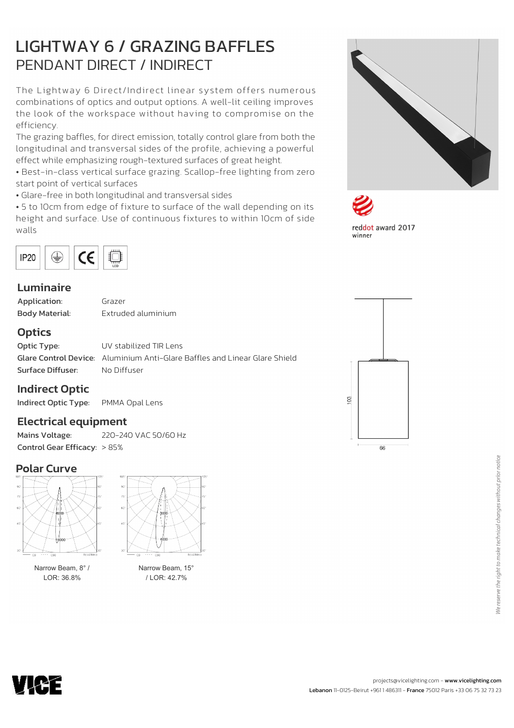# LIGHTWAY 6 / GRAZING BAFFLES

## PENDANT DIRECT / INDIRECT

The Lightway 6 Direct/Indirect linear system offers numerous combinations of optics and output options. A well-lit ceiling improves the look of the workspace without having to compromise on the efficiency.

The grazing baffles, for direct emission, totally control glare from both the longitudinal and transversal sides of the profile, achieving a powerful effect while emphasizing rough-textured surfaces of great height.

- Best-in-class vertical surface grazing. Scallop-free lighting from zero start point of vertical surfaces
- Glare-free in both longitudinal and transversal sides
- 5 to 10cm from edge of fixture to surface of the wall depending on its height and surface. Use of continuous fixtures to within 10cm of side walls

IP20 | CE | LED

reddot award 2017 winner

### Luminaire

**Application:** Grazer

**Body Material:** Extruded aluminium

### Optics

**Optic Type:** UV stabilized TIR Lens

**Glare Control Device:** Aluminium Anti-Glare Baffles and Linear Glare Shield

**Surface Diffuser:** No Diffuser

### Indirect Optic

**Indirect Optic Type:** PMMA Opal Lens

### Electrical equipment

**Mains Voltage:** 220-240 VAC 50/60 Hz

**Control Gear Efficacy:** > 85%

103

66

### Polar Curve

Narrow Beam, 8° / LOR: 36.8%

Narrow Beam, 15° / LOR: 42.7%

*We reserve the right to make technical changes without prior notice*

projects@vicelighting.com - **www.vicelighting.com**

**Lebanon** 11-0125-Beirut +961 1 486311 - **France** 75012 Paris +33 06 75 32 73 23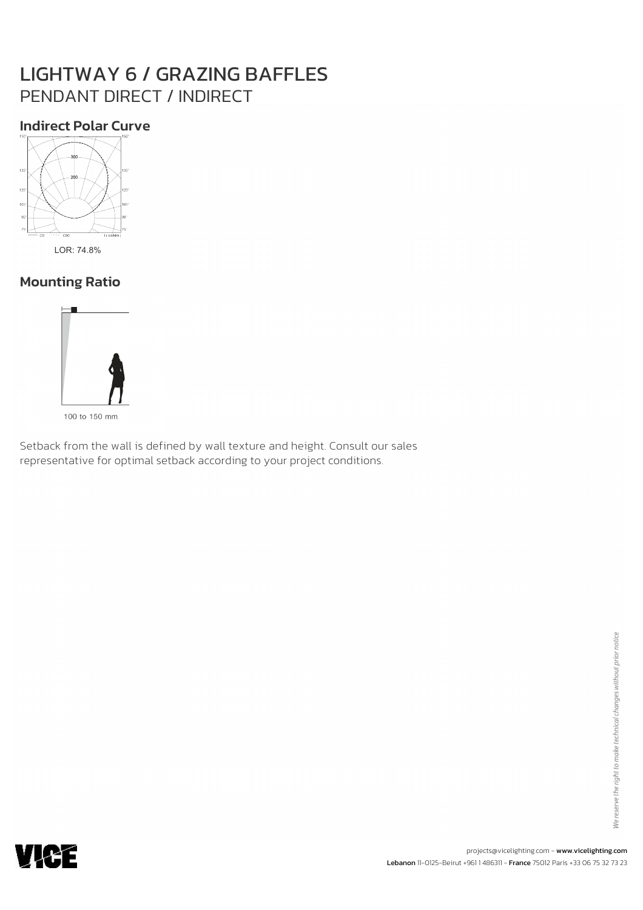# LIGHTWAY 6 / GRAZING BAFFLES

## PENDANT DIRECT / INDIRECT

### Indirect Polar Curve

LOR: 74.8%

### Mounting Ratio

100 to 150 mm

Setback from the wall is defined by wall texture and height. Consult our sales representative for optimal setback according to your project conditions.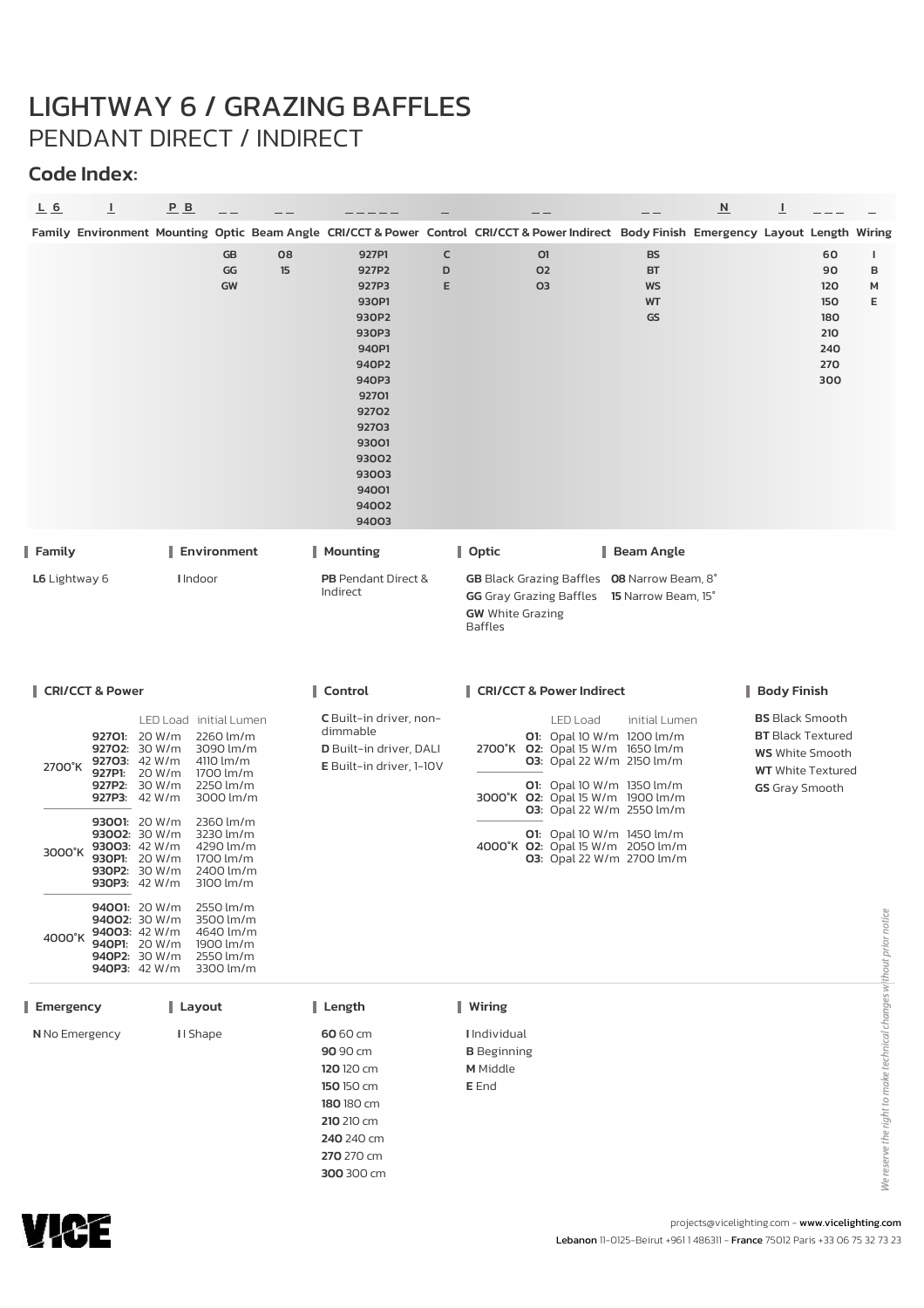# LIGHTWAY 6 / GRAZING BAFFLES

## PENDANT DIRECT / INDIRECT

### Code Index:

| L 6 | I | P B | _ _ | _ _ | _ _ _ _ _ | _ | _ _ | _ _ | N | I | _ _ _ | _ |
|---|---|---|---|---|---|---|---|---|---|---|---|---|
| **Family** | **Environment** | **Mounting** | **Optic** | **Beam Angle** | **CRI/CCT & Power** | **Control** | **CRI/CCT & Power Indirect** | **Body Finish** | **Emergency** | **Layout** | **Length** | **Wiring** |
| | | | GB | 08 | 927P1 | C | O1 | BS | | | 60 | I |
| | | | GG | 15 | 927P2 | D | O2 | BT | | | 90 | B |
| | | | GW | | 927P3 | E | O3 | WS | | | 120 | M |
| | | | | | 930P1 | | | WT | | | 150 | E |
| | | | | | 930P2 | | | GS | | | 180 | |
| | | | | | 930P3 | | | | | | 210 | |
| | | | | | 940P1 | | | | | | 240 | |
| | | | | | 940P2 | | | | | | 270 | |
| | | | | | 940P3 | | | | | | 300 | |
| | | | | | 927O1 | | | | | | | |
| | | | | | 927O2 | | | | | | | |
| | | | | | 927O3 | | | | | | | |
| | | | | | 930O1 | | | | | | | |
| | | | | | 930O2 | | | | | | | |
| | | | | | 930O3 | | | | | | | |
| | | | | | 940O1 | | | | | | | |
| | | | | | 940O2 | | | | | | | |
| | | | | | 940O3 | | | | | | | |

**Family**

**L6** Lightway 6

**Environment**

**I** Indoor

**Mounting**

**PB** Pendant Direct & Indirect

**Optic**

**GB** Black Grazing Baffles
**GG** Gray Grazing Baffles
**GW** White Grazing Baffles

**Beam Angle**

**08** Narrow Beam, 8°
**15** Narrow Beam, 15°

**CRI/CCT & Power**

| | | LED Load | initial Lumen |
|---|---|---|---|
| 2700°K | **927O1:** | 20 W/m | 2260 lm/m |
| | **927O2:** | 30 W/m | 3090 lm/m |
| | **927O3:** | 42 W/m | 4110 lm/m |
| | **927P1:** | 20 W/m | 1700 lm/m |
| | **927P2:** | 30 W/m | 2250 lm/m |
| | **927P3:** | 42 W/m | 3000 lm/m |
| 3000°K | **930O1:** | 20 W/m | 2360 lm/m |
| | **930O2:** | 30 W/m | 3230 lm/m |
| | **930O3:** | 42 W/m | 4290 lm/m |
| | **930P1:** | 20 W/m | 1700 lm/m |
| | **930P2:** | 30 W/m | 2400 lm/m |
| | **930P3:** | 42 W/m | 3100 lm/m |
| 4000°K | **940O1:** | 20 W/m | 2550 lm/m |
| | **940O2:** | 30 W/m | 3500 lm/m |
| | **940O3:** | 42 W/m | 4640 lm/m |
| | **940P1:** | 20 W/m | 1900 lm/m |
| | **940P2:** | 30 W/m | 2550 lm/m |
| | **940P3:** | 42 W/m | 3300 lm/m |

**Control**

**C** Built-in driver, non-dimmable
**D** Built-in driver, DALI
**E** Built-in driver, 1-10V

**CRI/CCT & Power Indirect**

| | | LED Load | initial Lumen |
|---|---|---|---|
| 2700°K | **O1:** | Opal 10 W/m | 1200 lm/m |
| | **O2:** | Opal 15 W/m | 1650 lm/m |
| | **O3:** | Opal 22 W/m | 2150 lm/m |
| 3000°K | **O1:** | Opal 10 W/m | 1350 lm/m |
| | **O2:** | Opal 15 W/m | 1900 lm/m |
| | **O3:** | Opal 22 W/m | 2550 lm/m |
| 4000°K | **O1:** | Opal 10 W/m | 1450 lm/m |
| | **O2:** | Opal 15 W/m | 2050 lm/m |
| | **O3:** | Opal 22 W/m | 2700 lm/m |

**Body Finish**

**BS** Black Smooth
**BT** Black Textured
**WS** White Smooth
**WT** White Textured
**GS** Gray Smooth

**Emergency**

**N** No Emergency

**Layout**

**I** I Shape

**Length**

**60** 60 cm
**90** 90 cm
**120** 120 cm
**150** 150 cm
**180** 180 cm
**210** 210 cm
**240** 240 cm
**270** 270 cm
**300** 300 cm

**Wiring**

**I** Individual
**B** Beginning
**M** Middle
**E** End

*We reserve the right to make technical changes without prior notice*

VICE

projects@vicelighting.com - **www.vicelighting.com**
**Lebanon** 11-0125-Beirut +961 1 486311 - **France** 75012 Paris +33 06 75 32 73 23